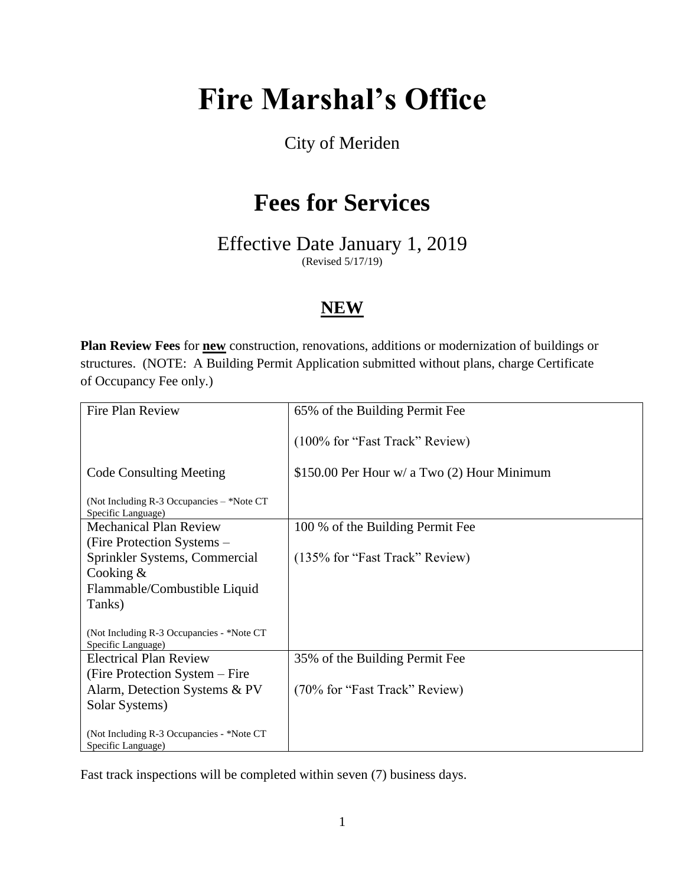# Fire Marshal's Office

City of Meriden

# Fees for Services

Effective Date January 1, 2019
(Revised 5/17/19)

## **NEW**

**Plan Review Fees** for **new** construction, renovations, additions or modernization of buildings or structures. (NOTE: A Building Permit Application submitted without plans, charge Certificate of Occupancy Fee only.)

| | |
|---|---|
| Fire Plan Review | 65% of the Building Permit Fee<br><br>(100% for "Fast Track" Review) |
| Code Consulting Meeting<br><br>(Not Including R-3 Occupancies – *Note CT Specific Language) | $150.00 Per Hour w/ a Two (2) Hour Minimum |
| Mechanical Plan Review (Fire Protection Systems – Sprinkler Systems, Commercial Cooking & Flammable/Combustible Liquid Tanks)<br><br>(Not Including R-3 Occupancies - *Note CT Specific Language) | 100 % of the Building Permit Fee<br><br>(135% for "Fast Track" Review) |
| Electrical Plan Review (Fire Protection System – Fire Alarm, Detection Systems & PV Solar Systems)<br><br>(Not Including R-3 Occupancies - *Note CT Specific Language) | 35% of the Building Permit Fee<br><br>(70% for "Fast Track" Review) |

Fast track inspections will be completed within seven (7) business days.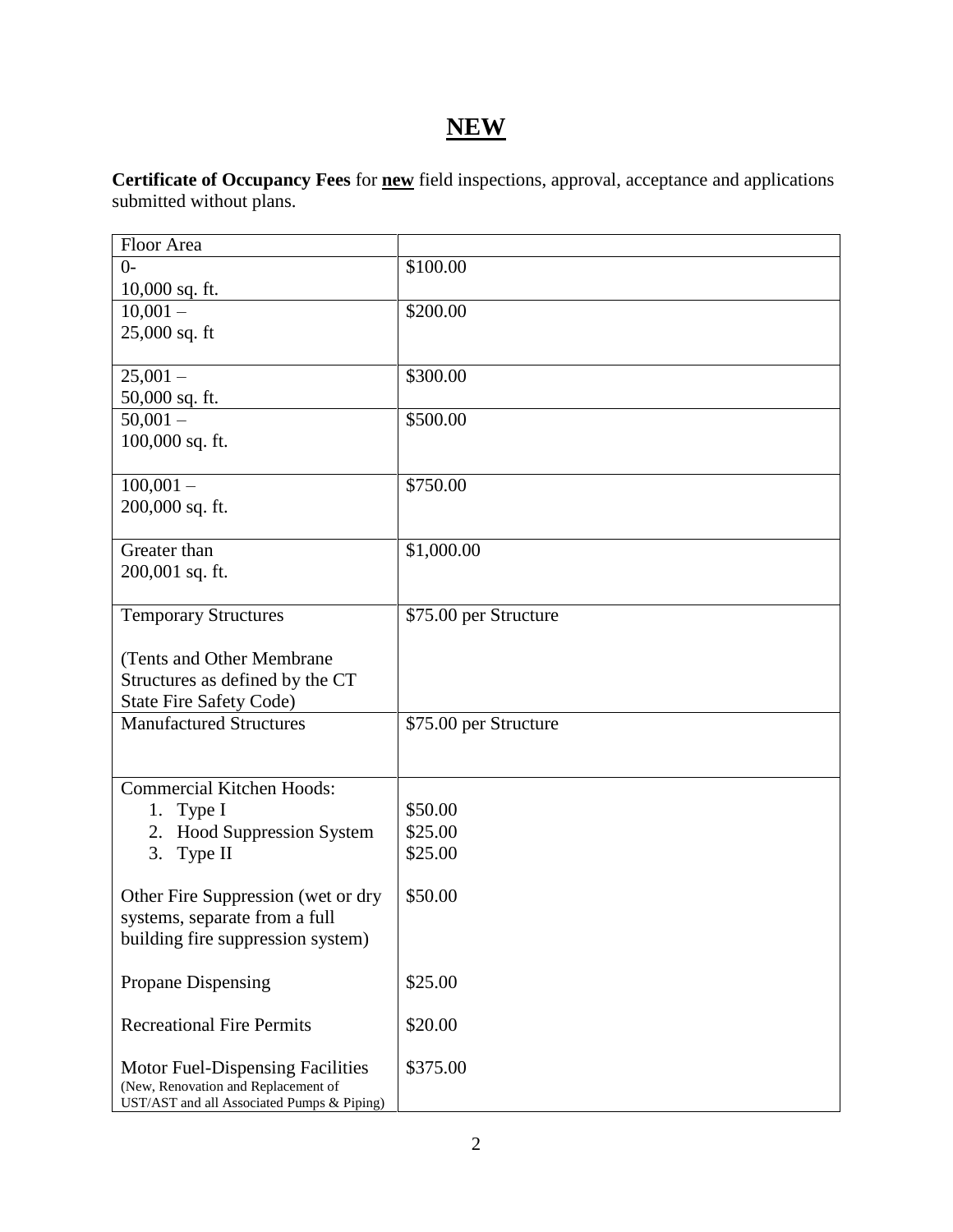# NEW

**Certificate of Occupancy Fees** for **new** field inspections, approval, acceptance and applications submitted without plans.

| Floor Area | |
|---|---|
| 0- 10,000 sq. ft. | $100.00 |
| 10,001 – 25,000 sq. ft | $200.00 |
| 25,001 – 50,000 sq. ft. | $300.00 |
| 50,001 – 100,000 sq. ft. | $500.00 |
| 100,001 – 200,000 sq. ft. | $750.00 |
| Greater than 200,001 sq. ft. | $1,000.00 |
| Temporary Structures<br><br>(Tents and Other Membrane Structures as defined by the CT State Fire Safety Code) | $75.00 per Structure |
| Manufactured Structures | $75.00 per Structure |
| Commercial Kitchen Hoods:<br>1. Type I<br>2. Hood Suppression System<br>3. Type II<br><br>Other Fire Suppression (wet or dry systems, separate from a full building fire suppression system)<br><br>Propane Dispensing<br><br>Recreational Fire Permits<br><br>Motor Fuel-Dispensing Facilities (New, Renovation and Replacement of UST/AST and all Associated Pumps & Piping) | <br>$50.00<br>$25.00<br>$25.00<br><br>$50.00<br><br><br><br>$25.00<br><br>$20.00<br><br>$375.00 |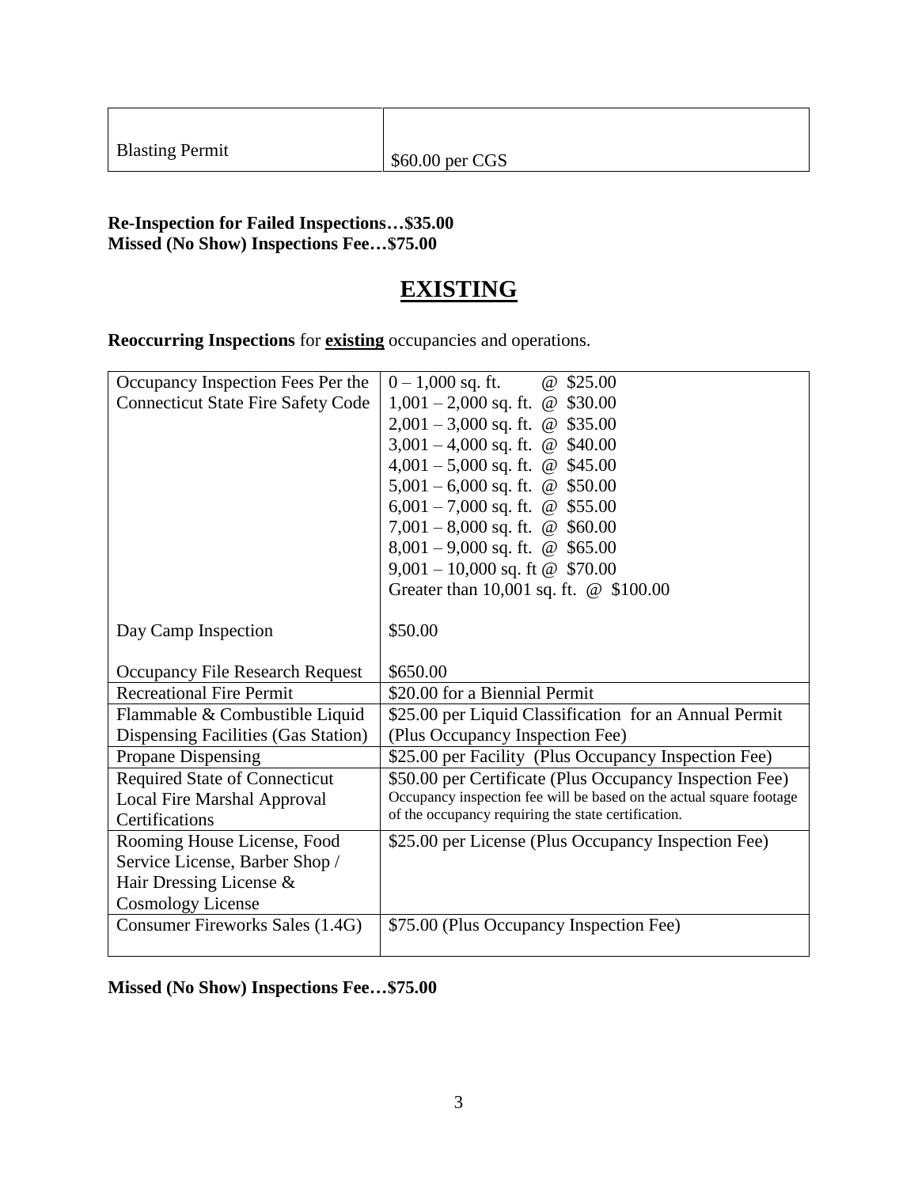| Blasting Permit | $60.00 per CGS |
|---|---|

**Re-Inspection for Failed Inspections…$35.00**
**Missed (No Show) Inspections Fee…$75.00**

# EXISTING

**Reoccurring Inspections** for **existing** occupancies and operations.

| Occupancy Inspection Fees Per the Connecticut State Fire Safety Code | 0 – 1,000 sq. ft. @ $25.00<br>1,001 – 2,000 sq. ft. @ $30.00<br>2,001 – 3,000 sq. ft. @ $35.00<br>3,001 – 4,000 sq. ft. @ $40.00<br>4,001 – 5,000 sq. ft. @ $45.00<br>5,001 – 6,000 sq. ft. @ $50.00<br>6,001 – 7,000 sq. ft. @ $55.00<br>7,001 – 8,000 sq. ft. @ $60.00<br>8,001 – 9,000 sq. ft. @ $65.00<br>9,001 – 10,000 sq. ft @ $70.00<br>Greater than 10,001 sq. ft. @ $100.00 |
|---|---|
| Day Camp Inspection | $50.00 |
| Occupancy File Research Request | $650.00 |
| Recreational Fire Permit | $20.00 for a Biennial Permit |
| Flammable & Combustible Liquid Dispensing Facilities (Gas Station) | $25.00 per Liquid Classification for an Annual Permit (Plus Occupancy Inspection Fee) |
| Propane Dispensing | $25.00 per Facility (Plus Occupancy Inspection Fee) |
| Required State of Connecticut Local Fire Marshal Approval Certifications | $50.00 per Certificate (Plus Occupancy Inspection Fee)<br>Occupancy inspection fee will be based on the actual square footage of the occupancy requiring the state certification. |
| Rooming House License, Food Service License, Barber Shop / Hair Dressing License & Cosmology License | $25.00 per License (Plus Occupancy Inspection Fee) |
| Consumer Fireworks Sales (1.4G) | $75.00 (Plus Occupancy Inspection Fee) |

**Missed (No Show) Inspections Fee…$75.00**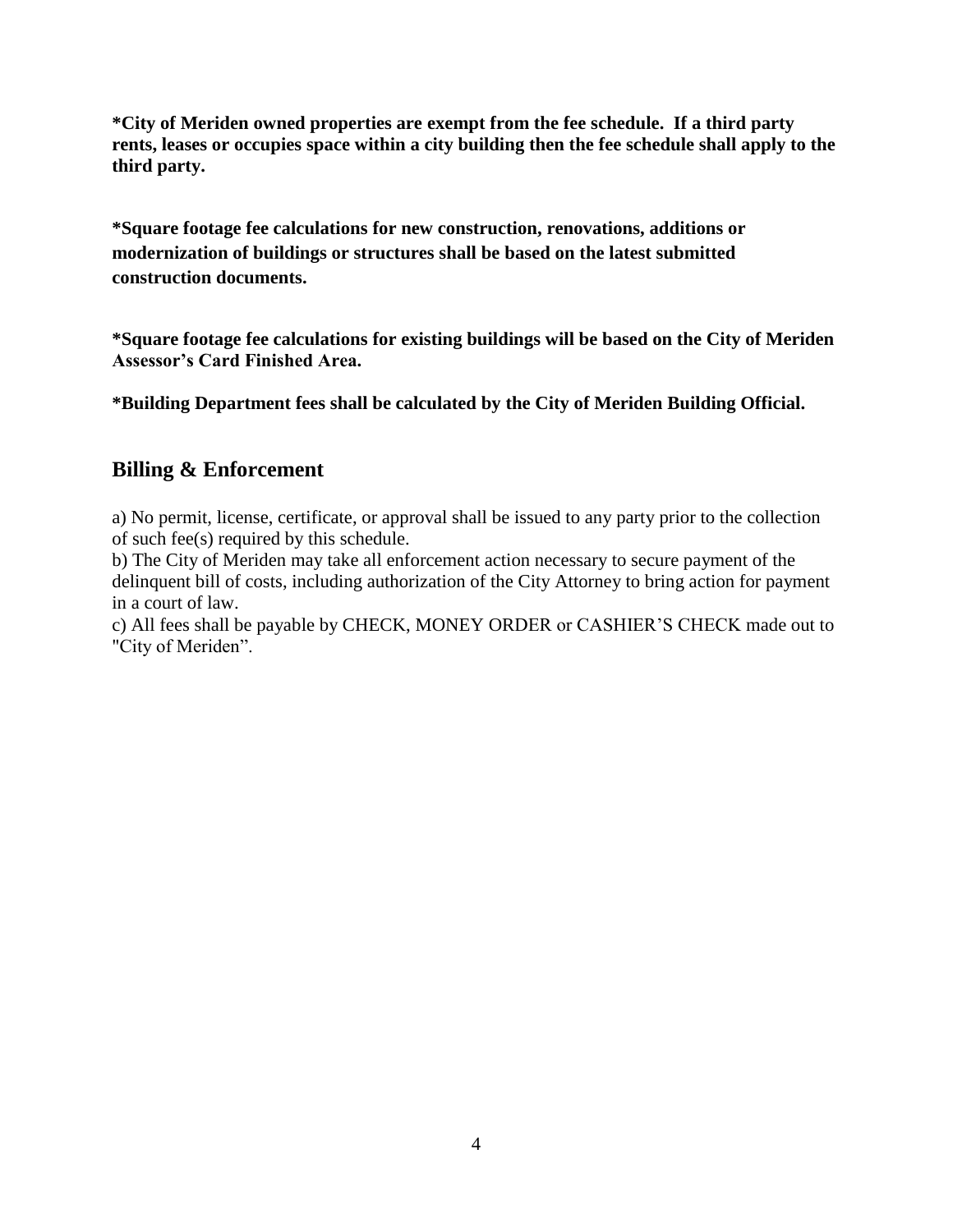**\*City of Meriden owned properties are exempt from the fee schedule. If a third party rents, leases or occupies space within a city building then the fee schedule shall apply to the third party.**

**\*Square footage fee calculations for new construction, renovations, additions or modernization of buildings or structures shall be based on the latest submitted construction documents.**

**\*Square footage fee calculations for existing buildings will be based on the City of Meriden Assessor's Card Finished Area.**

**\*Building Department fees shall be calculated by the City of Meriden Building Official.**

## Billing & Enforcement

a) No permit, license, certificate, or approval shall be issued to any party prior to the collection of such fee(s) required by this schedule.
b) The City of Meriden may take all enforcement action necessary to secure payment of the delinquent bill of costs, including authorization of the City Attorney to bring action for payment in a court of law.
c) All fees shall be payable by CHECK, MONEY ORDER or CASHIER'S CHECK made out to "City of Meriden".